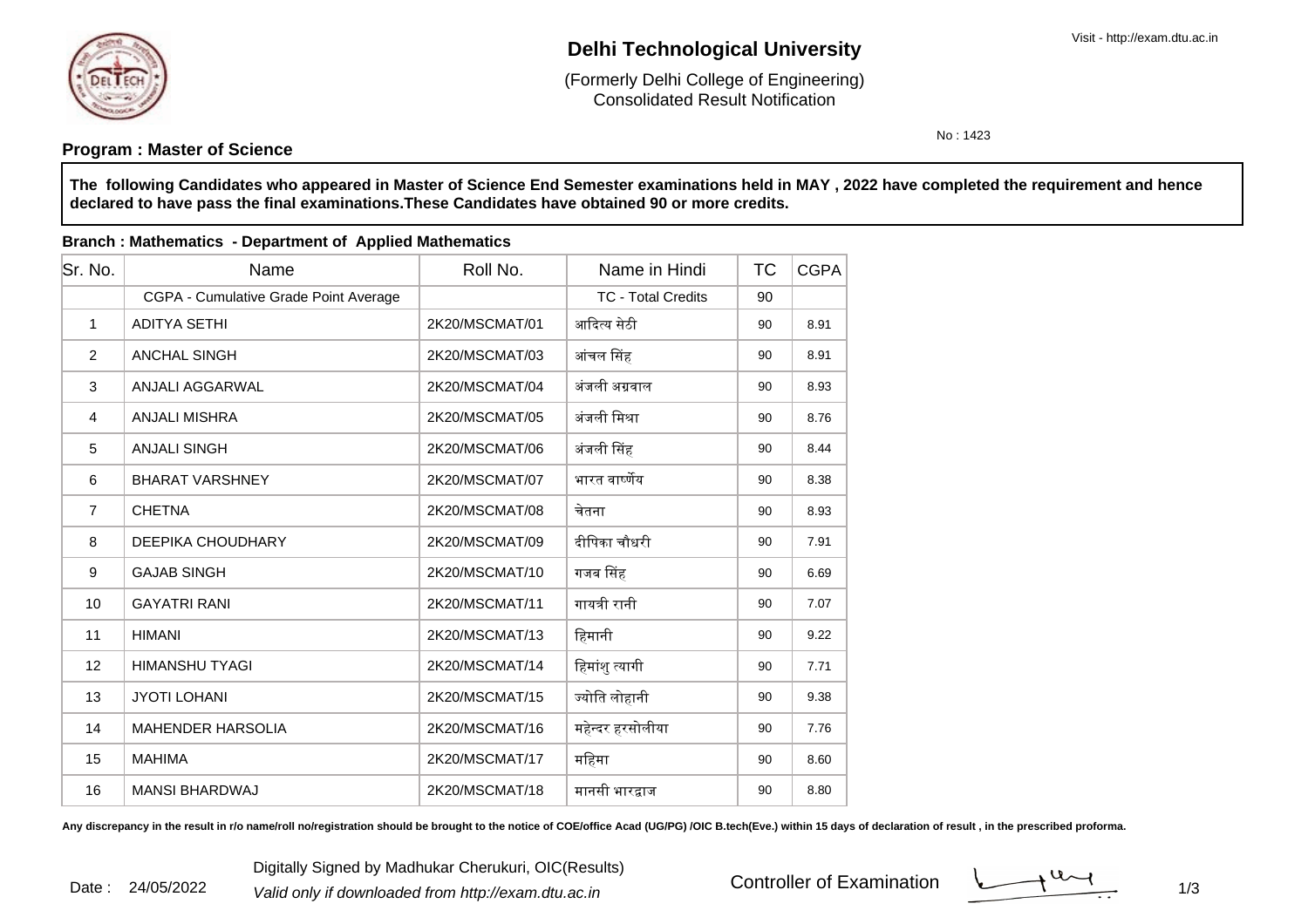# Delhi Technological University

(Formerly Delhi College of Engineering)
Consolidated Result Notification

No : 1423

**Program : Master of Science**

**The following Candidates who appeared in Master of Science End Semester examinations held in MAY , 2022 have completed the requirement and hence declared to have pass the final examinations.These Candidates have obtained 90 or more credits.**

**Branch : Mathematics - Department of Applied Mathematics**

| Sr. No. | Name | Roll No. | Name in Hindi | TC | CGPA |
|---|---|---|---|---|---|
| | CGPA - Cumulative Grade Point Average | | TC - Total Credits | 90 | |
| 1 | ADITYA SETHI | 2K20/MSCMAT/01 | आदित्य सेठी | 90 | 8.91 |
| 2 | ANCHAL SINGH | 2K20/MSCMAT/03 | आंचल सिंह | 90 | 8.91 |
| 3 | ANJALI AGGARWAL | 2K20/MSCMAT/04 | अंजली अग्रवाल | 90 | 8.93 |
| 4 | ANJALI MISHRA | 2K20/MSCMAT/05 | अंजली मिश्रा | 90 | 8.76 |
| 5 | ANJALI SINGH | 2K20/MSCMAT/06 | अंजली सिंह | 90 | 8.44 |
| 6 | BHARAT VARSHNEY | 2K20/MSCMAT/07 | भारत वार्ष्णेय | 90 | 8.38 |
| 7 | CHETNA | 2K20/MSCMAT/08 | चेतना | 90 | 8.93 |
| 8 | DEEPIKA CHOUDHARY | 2K20/MSCMAT/09 | दीपिका चौधरी | 90 | 7.91 |
| 9 | GAJAB SINGH | 2K20/MSCMAT/10 | गजब सिंह | 90 | 6.69 |
| 10 | GAYATRI RANI | 2K20/MSCMAT/11 | गायत्री रानी | 90 | 7.07 |
| 11 | HIMANI | 2K20/MSCMAT/13 | हिमानी | 90 | 9.22 |
| 12 | HIMANSHU TYAGI | 2K20/MSCMAT/14 | हिमांशु त्यागी | 90 | 7.71 |
| 13 | JYOTI LOHANI | 2K20/MSCMAT/15 | ज्योति लोहानी | 90 | 9.38 |
| 14 | MAHENDER HARSOLIA | 2K20/MSCMAT/16 | महेन्दर हरसोलीया | 90 | 7.76 |
| 15 | MAHIMA | 2K20/MSCMAT/17 | महिमा | 90 | 8.60 |
| 16 | MANSI BHARDWAJ | 2K20/MSCMAT/18 | मानसी भारद्वाज | 90 | 8.80 |

**Any discrepancy in the result in r/o name/roll no/registration should be brought to the notice of COE/office Acad (UG/PG) /OIC B.tech(Eve.) within 15 days of declaration of result , in the prescribed proforma.**

Date : 24/05/2022

Digitally Signed by Madhukar Cherukuri, OIC(Results)

*Valid only if downloaded from http://exam.dtu.ac.in*

Controller of Examination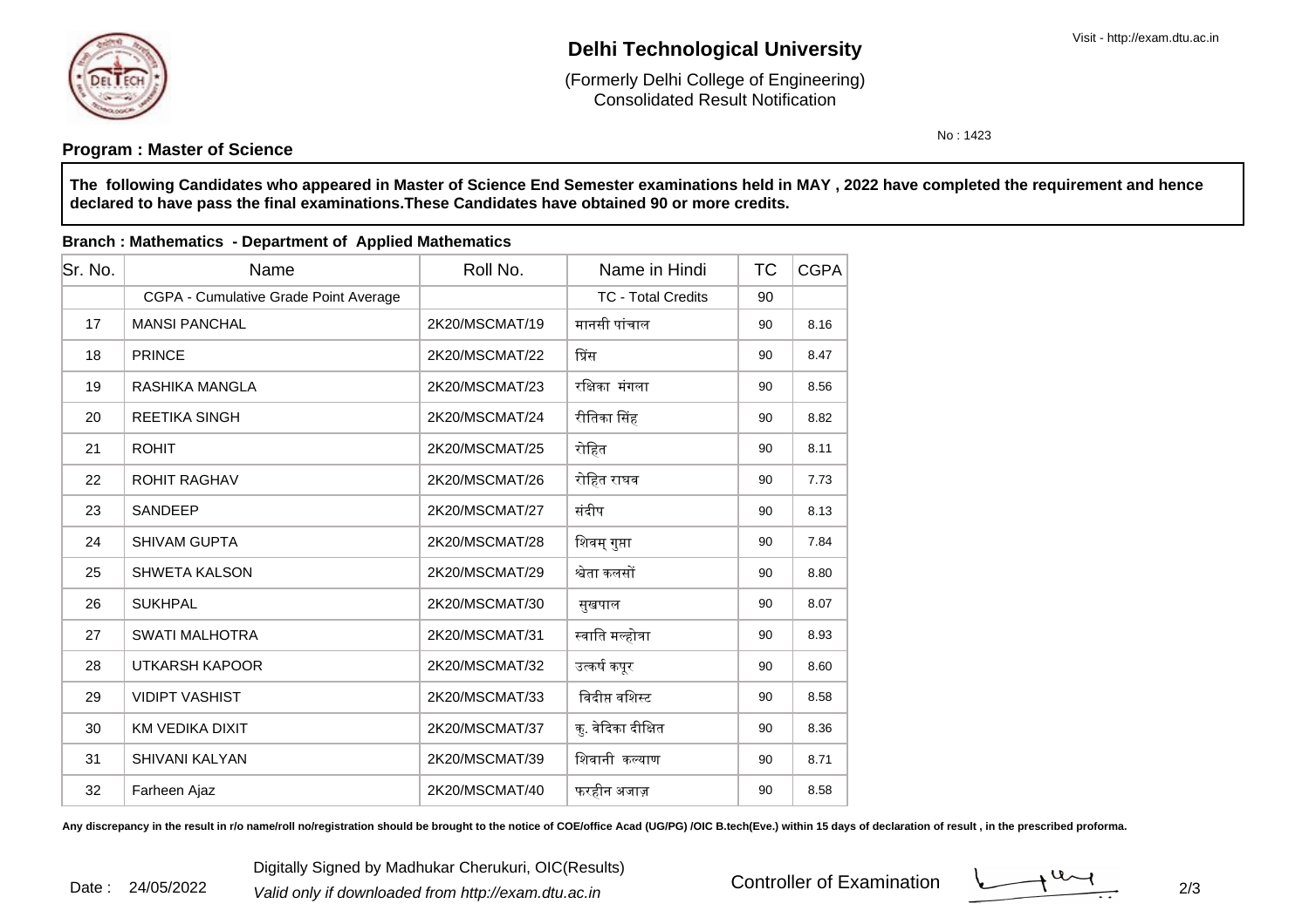# Delhi Technological University

(Formerly Delhi College of Engineering)
Consolidated Result Notification

No : 1423

**Program : Master of Science**

**The following Candidates who appeared in Master of Science End Semester examinations held in MAY , 2022 have completed the requirement and hence declared to have pass the final examinations.These Candidates have obtained 90 or more credits.**

**Branch : Mathematics - Department of Applied Mathematics**

| Sr. No. | Name | Roll No. | Name in Hindi | TC | CGPA |
|---|---|---|---|---|---|
| | CGPA - Cumulative Grade Point Average | | TC - Total Credits | 90 | |
| 17 | MANSI PANCHAL | 2K20/MSCMAT/19 | मानसी पांचाल | 90 | 8.16 |
| 18 | PRINCE | 2K20/MSCMAT/22 | प्रिंस | 90 | 8.47 |
| 19 | RASHIKA MANGLA | 2K20/MSCMAT/23 | रक्षिका मंगला | 90 | 8.56 |
| 20 | REETIKA SINGH | 2K20/MSCMAT/24 | रीतिका सिंह | 90 | 8.82 |
| 21 | ROHIT | 2K20/MSCMAT/25 | रोहित | 90 | 8.11 |
| 22 | ROHIT RAGHAV | 2K20/MSCMAT/26 | रोहित राघव | 90 | 7.73 |
| 23 | SANDEEP | 2K20/MSCMAT/27 | संदीप | 90 | 8.13 |
| 24 | SHIVAM GUPTA | 2K20/MSCMAT/28 | शिवम् गुप्ता | 90 | 7.84 |
| 25 | SHWETA KALSON | 2K20/MSCMAT/29 | श्वेता कलसों | 90 | 8.80 |
| 26 | SUKHPAL | 2K20/MSCMAT/30 | सुखपाल | 90 | 8.07 |
| 27 | SWATI MALHOTRA | 2K20/MSCMAT/31 | स्वाति मल्होत्रा | 90 | 8.93 |
| 28 | UTKARSH KAPOOR | 2K20/MSCMAT/32 | उत्कर्ष कपूर | 90 | 8.60 |
| 29 | VIDIPT VASHIST | 2K20/MSCMAT/33 | विदीप्त वशिस्ट | 90 | 8.58 |
| 30 | KM VEDIKA DIXIT | 2K20/MSCMAT/37 | कु. वेदिका दीक्षित | 90 | 8.36 |
| 31 | SHIVANI KALYAN | 2K20/MSCMAT/39 | शिवानी कल्याण | 90 | 8.71 |
| 32 | Farheen Ajaz | 2K20/MSCMAT/40 | फरहीन अजाज़ | 90 | 8.58 |

**Any discrepancy in the result in r/o name/roll no/registration should be brought to the notice of COE/office Acad (UG/PG) /OIC B.tech(Eve.) within 15 days of declaration of result , in the prescribed proforma.**

Date : 24/05/2022

Digitally Signed by Madhukar Cherukuri, OIC(Results)

*Valid only if downloaded from http://exam.dtu.ac.in*

Controller of Examination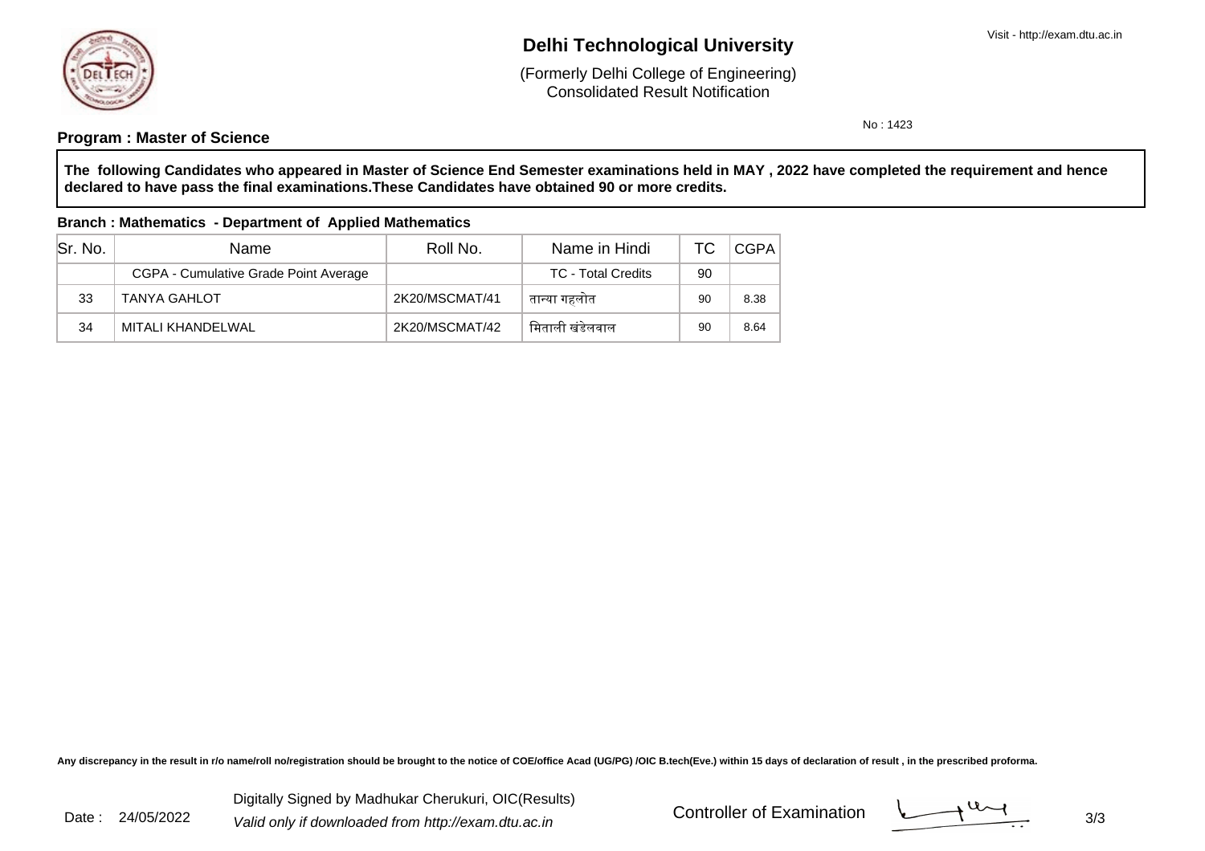# Delhi Technological University

(Formerly Delhi College of Engineering)
Consolidated Result Notification

No : 1423

**Program : Master of Science**

**The following Candidates who appeared in Master of Science End Semester examinations held in MAY , 2022 have completed the requirement and hence declared to have pass the final examinations.These Candidates have obtained 90 or more credits.**

**Branch : Mathematics - Department of Applied Mathematics**

| Sr. No. | Name | Roll No. | Name in Hindi | TC | CGPA |
|---|---|---|---|---|---|
| | CGPA - Cumulative Grade Point Average | | TC - Total Credits | 90 | |
| 33 | TANYA GAHLOT | 2K20/MSCMAT/41 | तान्या गहलोत | 90 | 8.38 |
| 34 | MITALI KHANDELWAL | 2K20/MSCMAT/42 | मिताली खंडेलवाल | 90 | 8.64 |

**Any discrepancy in the result in r/o name/roll no/registration should be brought to the notice of COE/office Acad (UG/PG) /OIC B.tech(Eve.) within 15 days of declaration of result , in the prescribed proforma.**

Date : 24/05/2022

Digitally Signed by Madhukar Cherukuri, OIC(Results)

*Valid only if downloaded from http://exam.dtu.ac.in*

Controller of Examination